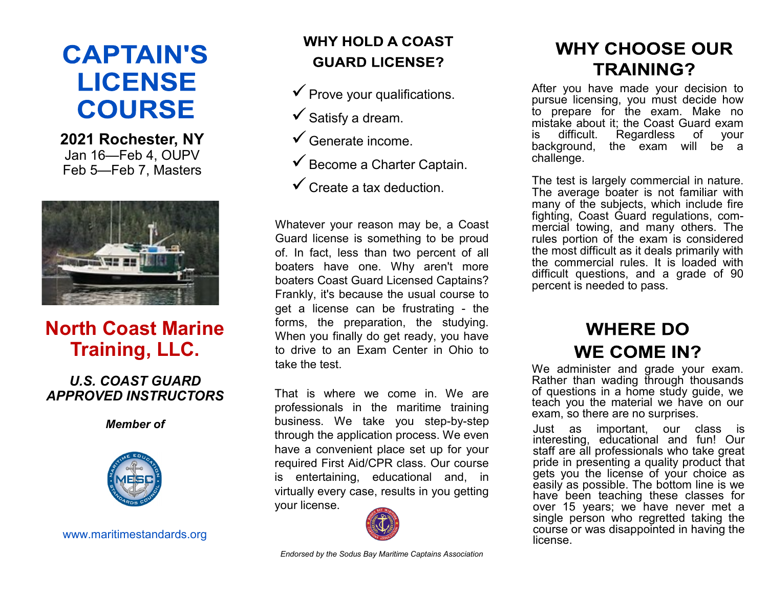# CAPTAIN'S LICENSE COURSE

**2021 Rochester, NY**

Jan 16—Feb 4, OUPV

Feb 5—Feb 7, Masters

## North Coast Marine Training, LLC.

***U.S. COAST GUARD APPROVED INSTRUCTORS***

***Member of***

www.maritimestandards.org

## WHY HOLD A COAST GUARD LICENSE?

- ✓ Prove your qualifications.
- ✓ Satisfy a dream.
- ✓ Generate income.
- ✓ Become a Charter Captain.
- ✓ Create a tax deduction.

Whatever your reason may be, a Coast Guard license is something to be proud of. In fact, less than two percent of all boaters have one. Why aren't more boaters Coast Guard Licensed Captains? Frankly, it's because the usual course to get a license can be frustrating - the forms, the preparation, the studying. When you finally do get ready, you have to drive to an Exam Center in Ohio to take the test.

That is where we come in. We are professionals in the maritime training business. We take you step-by-step through the application process. We even have a convenient place set up for your required First Aid/CPR class. Our course is entertaining, educational and, in virtually every case, results in you getting your license.

*Endorsed by the Sodus Bay Maritime Captains Association*

## WHY CHOOSE OUR TRAINING?

After you have made your decision to pursue licensing, you must decide how to prepare for the exam. Make no mistake about it; the Coast Guard exam is difficult. Regardless of your background, the exam will be a challenge.

The test is largely commercial in nature. The average boater is not familiar with many of the subjects, which include fire fighting, Coast Guard regulations, commercial towing, and many others. The rules portion of the exam is considered the most difficult as it deals primarily with the commercial rules. It is loaded with difficult questions, and a grade of 90 percent is needed to pass.

## WHERE DO WE COME IN?

We administer and grade your exam. Rather than wading through thousands of questions in a home study guide, we teach you the material we have on our exam, so there are no surprises.

Just as important, our class is interesting, educational and fun! Our staff are all professionals who take great pride in presenting a quality product that gets you the license of your choice as easily as possible. The bottom line is we have been teaching these classes for over 15 years; we have never met a single person who regretted taking the course or was disappointed in having the license.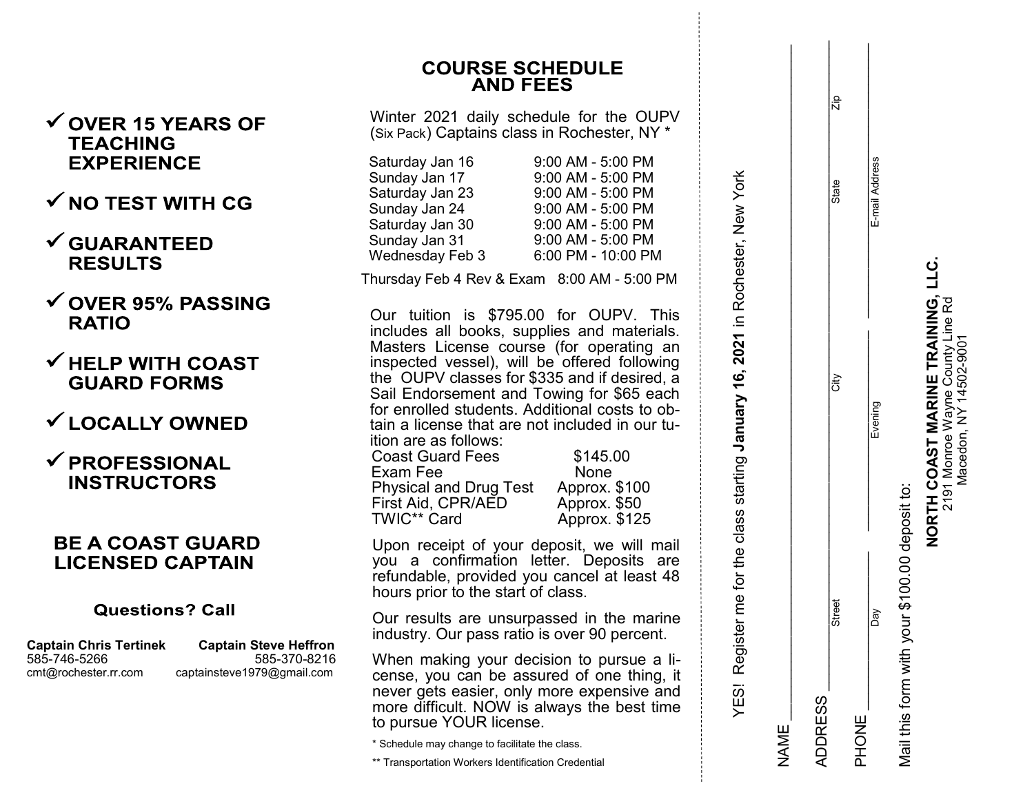- ✓ **OVER 15 YEARS OF TEACHING EXPERIENCE**
- ✓ **NO TEST WITH CG**
- ✓ **GUARANTEED RESULTS**
- ✓ **OVER 95% PASSING RATIO**
- ✓ **HELP WITH COAST GUARD FORMS**
- ✓ **LOCALLY OWNED**
- ✓ **PROFESSIONAL INSTRUCTORS**

## BE A COAST GUARD LICENSED CAPTAIN

**Questions? Call**

**Captain Chris Tertinek**
585-746-5266
cmt@rochester.rr.com

**Captain Steve Heffron**
585-370-8216
captainsteve1979@gmail.com

## COURSE SCHEDULE AND FEES

Winter 2021 daily schedule for the OUPV (Six Pack) Captains class in Rochester, NY *

| | |
|---|---|
| Saturday Jan 16 | 9:00 AM - 5:00 PM |
| Sunday Jan 17 | 9:00 AM - 5:00 PM |
| Saturday Jan 23 | 9:00 AM - 5:00 PM |
| Sunday Jan 24 | 9:00 AM - 5:00 PM |
| Saturday Jan 30 | 9:00 AM - 5:00 PM |
| Sunday Jan 31 | 9:00 AM - 5:00 PM |
| Wednesday Feb 3 | 6:00 PM - 10:00 PM |
| Thursday Feb 4 Rev & Exam | 8:00 AM - 5:00 PM |

Our tuition is $795.00 for OUPV. This includes all books, supplies and materials. Masters License course (for operating an inspected vessel), will be offered following the OUPV classes for $335 and if desired, a Sail Endorsement and Towing for $65 each for enrolled students. Additional costs to obtain a license that are not included in our tuition are as follows:

| | |
|---|---|
| Coast Guard Fees | $145.00 |
| Exam Fee | None |
| Physical and Drug Test | Approx. $100 |
| First Aid, CPR/AED | Approx. $50 |
| TWIC** Card | Approx. $125 |

Upon receipt of your deposit, we will mail you a confirmation letter. Deposits are refundable, provided you cancel at least 48 hours prior to the start of class.

Our results are unsurpassed in the marine industry. Our pass ratio is over 90 percent.

When making your decision to pursue a license, you can be assured of one thing, it never gets easier, only more expensive and more difficult. NOW is always the best time to pursue YOUR license.

\* Schedule may change to facilitate the class.

\*\* Transportation Workers Identification Credential

---

YES! Register me for the class starting **January 16, 2021** in Rochester, New York

NAME ______________________________

ADDRESS ______________________________
Street / City / State / Zip

PHONE ______________________________
Day / Evening / E-mail Address

Mail this form with your $100.00 deposit to:

**NORTH COAST MARINE TRAINING, LLC.**
2191 Monroe Wayne County Line Rd
Macedon, NY 14502-9001